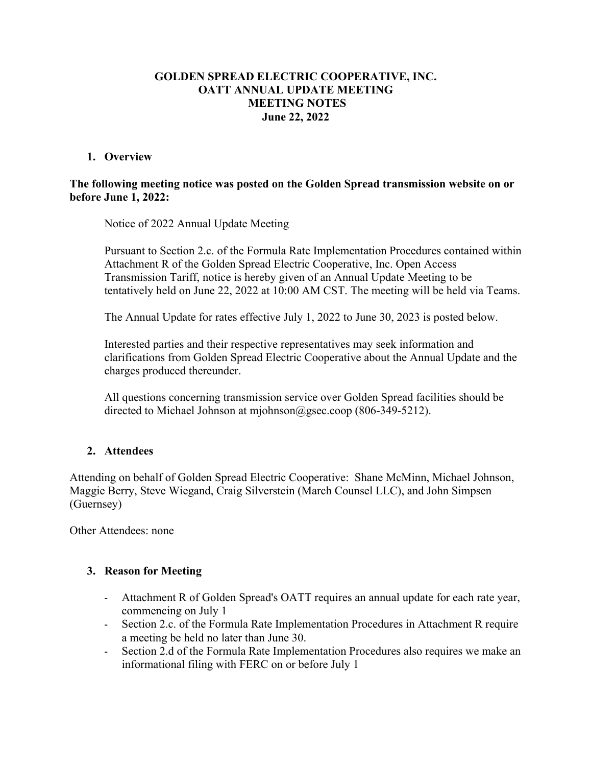# GOLDEN SPREAD ELECTRIC COOPERATIVE, INC.
# OATT ANNUAL UPDATE MEETING
# MEETING NOTES
# June 22, 2022

## 1. Overview

**The following meeting notice was posted on the Golden Spread transmission website on or before June 1, 2022:**

> Notice of 2022 Annual Update Meeting
>
> Pursuant to Section 2.c. of the Formula Rate Implementation Procedures contained within Attachment R of the Golden Spread Electric Cooperative, Inc. Open Access Transmission Tariff, notice is hereby given of an Annual Update Meeting to be tentatively held on June 22, 2022 at 10:00 AM CST. The meeting will be held via Teams.
>
> The Annual Update for rates effective July 1, 2022 to June 30, 2023 is posted below.
>
> Interested parties and their respective representatives may seek information and clarifications from Golden Spread Electric Cooperative about the Annual Update and the charges produced thereunder.
>
> All questions concerning transmission service over Golden Spread facilities should be directed to Michael Johnson at mjohnson@gsec.coop (806-349-5212).

## 2. Attendees

Attending on behalf of Golden Spread Electric Cooperative: Shane McMinn, Michael Johnson, Maggie Berry, Steve Wiegand, Craig Silverstein (March Counsel LLC), and John Simpsen (Guernsey)

Other Attendees: none

## 3. Reason for Meeting

- Attachment R of Golden Spread's OATT requires an annual update for each rate year, commencing on July 1
- Section 2.c. of the Formula Rate Implementation Procedures in Attachment R require a meeting be held no later than June 30.
- Section 2.d of the Formula Rate Implementation Procedures also requires we make an informational filing with FERC on or before July 1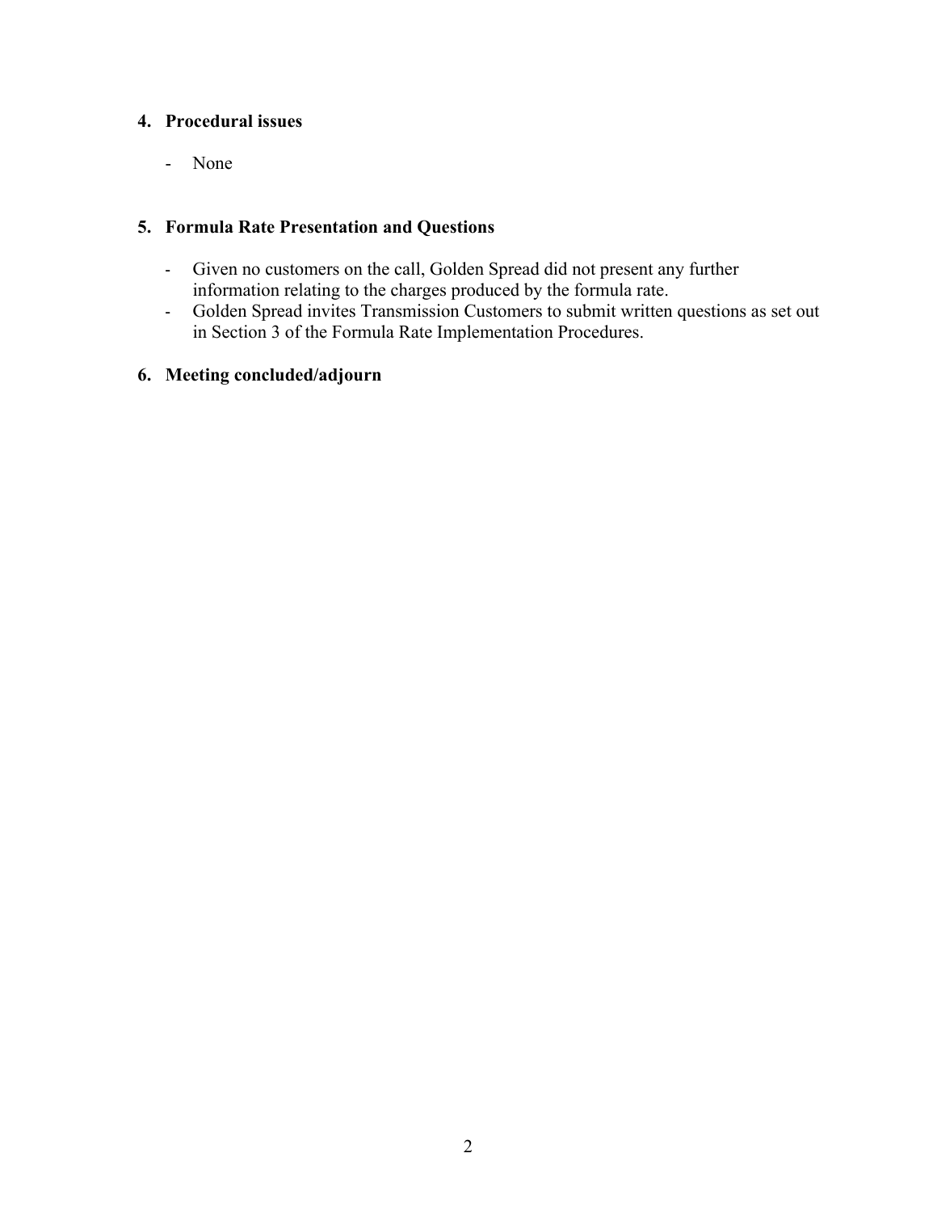**4. Procedural issues**

- None

**5. Formula Rate Presentation and Questions**

- Given no customers on the call, Golden Spread did not present any further information relating to the charges produced by the formula rate.
- Golden Spread invites Transmission Customers to submit written questions as set out in Section 3 of the Formula Rate Implementation Procedures.

**6. Meeting concluded/adjourn**